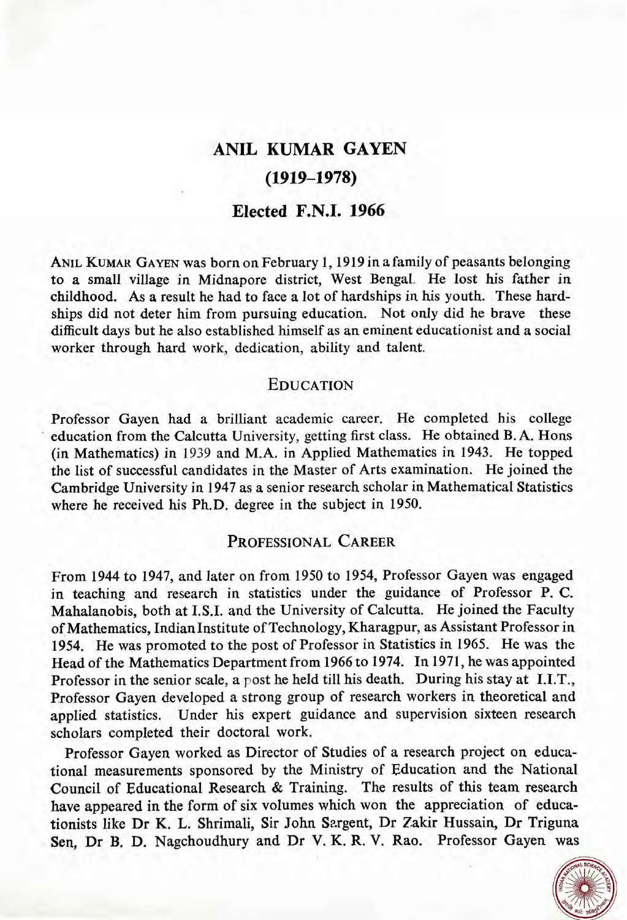# ANIL KUMAR GAYEN

# (1919–1978)

## Elected F.N.I. 1966

ANIL KUMAR GAYEN was born on February 1, 1919 in a family of peasants belonging to a small village in Midnapore district, West Bengal. He lost his father in childhood. As a result he had to face a lot of hardships in his youth. These hardships did not deter him from pursuing education. Not only did he brave these difficult days but he also established himself as an eminent educationist and a social worker through hard work, dedication, ability and talent.

### EDUCATION

Professor Gayen had a brilliant academic career. He completed his college education from the Calcutta University, getting first class. He obtained B. A. Hons (in Mathematics) in 1939 and M.A. in Applied Mathematics in 1943. He topped the list of successful candidates in the Master of Arts examination. He joined the Cambridge University in 1947 as a senior research scholar in Mathematical Statistics where he received his Ph.D. degree in the subject in 1950.

### PROFESSIONAL CAREER

From 1944 to 1947, and later on from 1950 to 1954, Professor Gayen was engaged in teaching and research in statistics under the guidance of Professor P. C. Mahalanobis, both at I.S.I. and the University of Calcutta. He joined the Faculty of Mathematics, Indian Institute of Technology, Kharagpur, as Assistant Professor in 1954. He was promoted to the post of Professor in Statistics in 1965. He was the Head of the Mathematics Department from 1966 to 1974. In 1971, he was appointed Professor in the senior scale, a post he held till his death. During his stay at I.I.T., Professor Gayen developed a strong group of research workers in theoretical and applied statistics. Under his expert guidance and supervision sixteen research scholars completed their doctoral work.

Professor Gayen worked as Director of Studies of a research project on educational measurements sponsored by the Ministry of Education and the National Council of Educational Research & Training. The results of this team research have appeared in the form of six volumes which won the appreciation of educationists like Dr K. L. Shrimali, Sir John Sargent, Dr Zakir Hussain, Dr Triguna Sen, Dr B. D. Nagchoudhury and Dr V. K. R. V. Rao. Professor Gayen was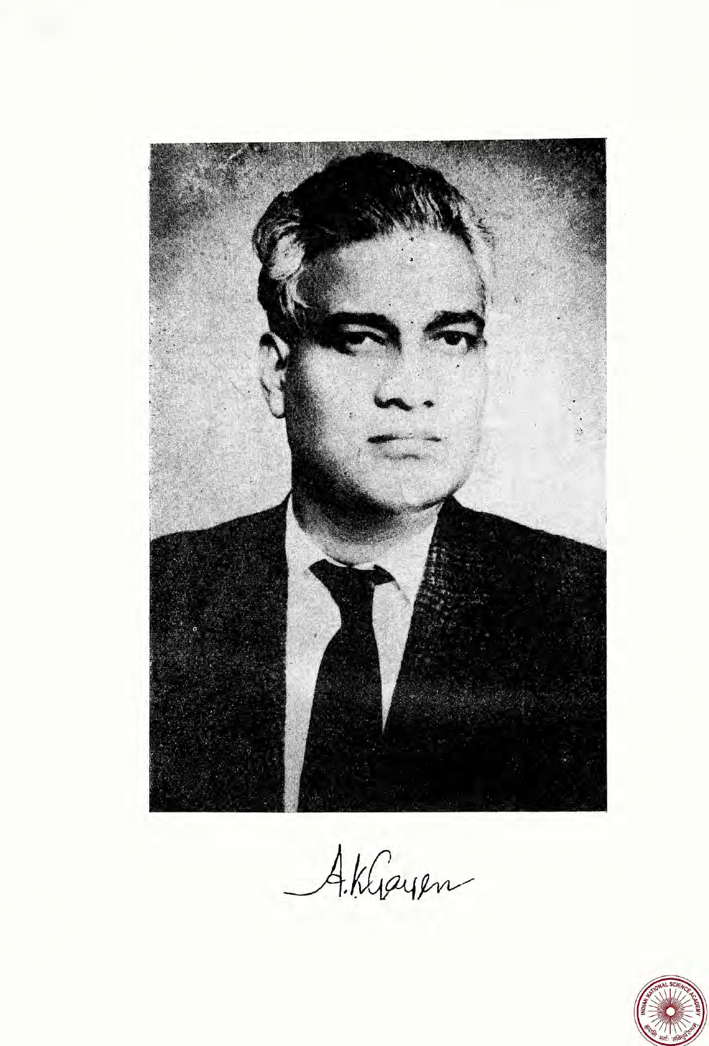A.K.Gayen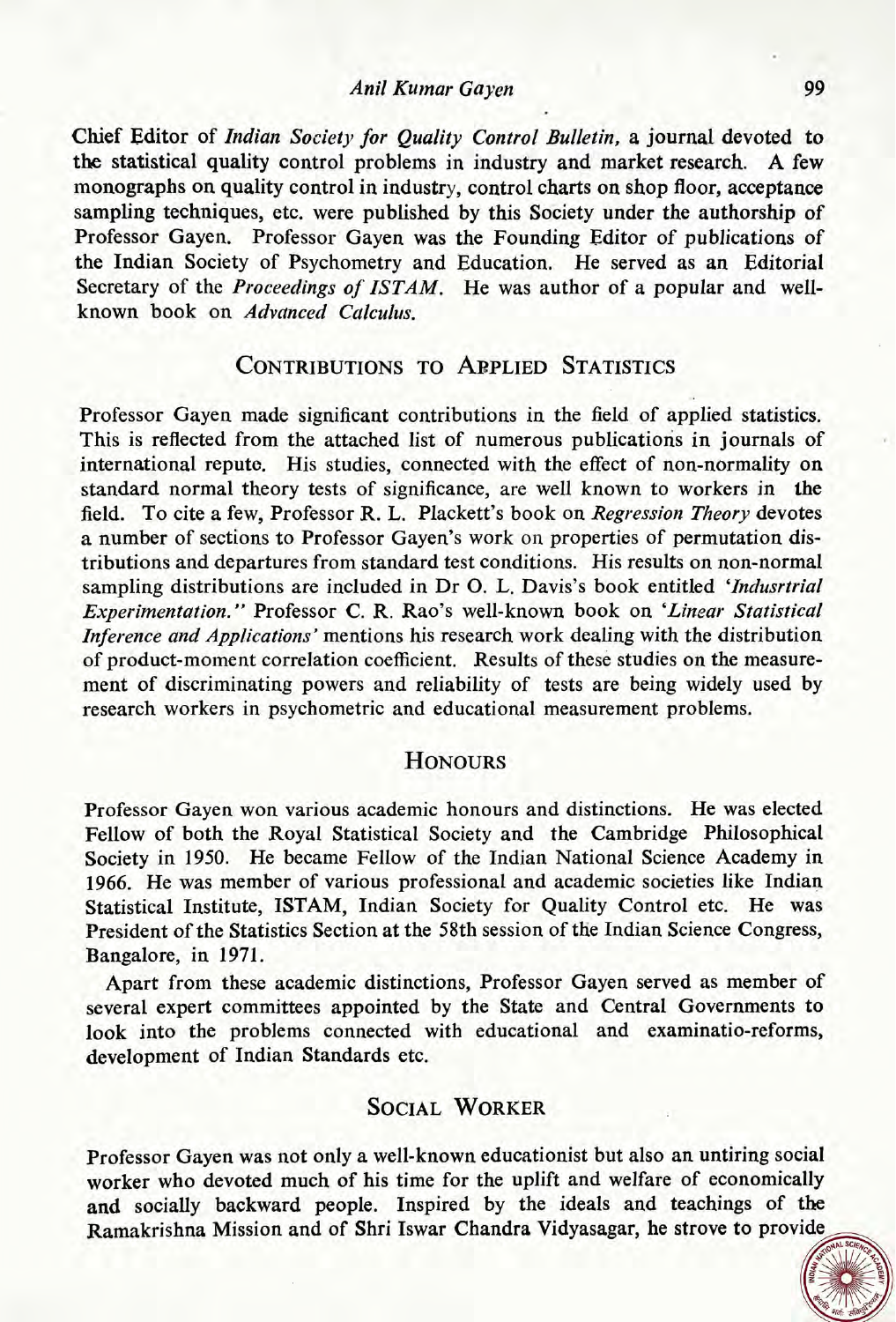Chief Editor of *Indian Society for Quality Control Bulletin*, a journal devoted to the statistical quality control problems in industry and market research. A few monographs on quality control in industry, control charts on shop floor, acceptance sampling techniques, etc. were published by this Society under the authorship of Professor Gayen. Professor Gayen was the Founding Editor of publications of the Indian Society of Psychometry and Education. He served as an Editorial Secretary of the *Proceedings of ISTAM*. He was author of a popular and well-known book on *Advanced Calculus*.

## Contributions to Applied Statistics

Professor Gayen made significant contributions in the field of applied statistics. This is reflected from the attached list of numerous publications in journals of international repute. His studies, connected with the effect of non-normality on standard normal theory tests of significance, are well known to workers in the field. To cite a few, Professor R. L. Plackett's book on *Regression Theory* devotes a number of sections to Professor Gayen's work on properties of permutation distributions and departures from standard test conditions. His results on non-normal sampling distributions are included in Dr O. L. Davis's book entitled *'Indusrtrial Experimentation."* Professor C. R. Rao's well-known book on *'Linear Statistical Inference and Applications'* mentions his research work dealing with the distribution of product-moment correlation coefficient. Results of these studies on the measurement of discriminating powers and reliability of tests are being widely used by research workers in psychometric and educational measurement problems.

## Honours

Professor Gayen won various academic honours and distinctions. He was elected Fellow of both the Royal Statistical Society and the Cambridge Philosophical Society in 1950. He became Fellow of the Indian National Science Academy in 1966. He was member of various professional and academic societies like Indian Statistical Institute, ISTAM, Indian Society for Quality Control etc. He was President of the Statistics Section at the 58th session of the Indian Science Congress, Bangalore, in 1971.

Apart from these academic distinctions, Professor Gayen served as member of several expert committees appointed by the State and Central Governments to look into the problems connected with educational and examinatio-reforms, development of Indian Standards etc.

## Social Worker

Professor Gayen was not only a well-known educationist but also an untiring social worker who devoted much of his time for the uplift and welfare of economically and socially backward people. Inspired by the ideals and teachings of the Ramakrishna Mission and of Shri Iswar Chandra Vidyasagar, he strove to provide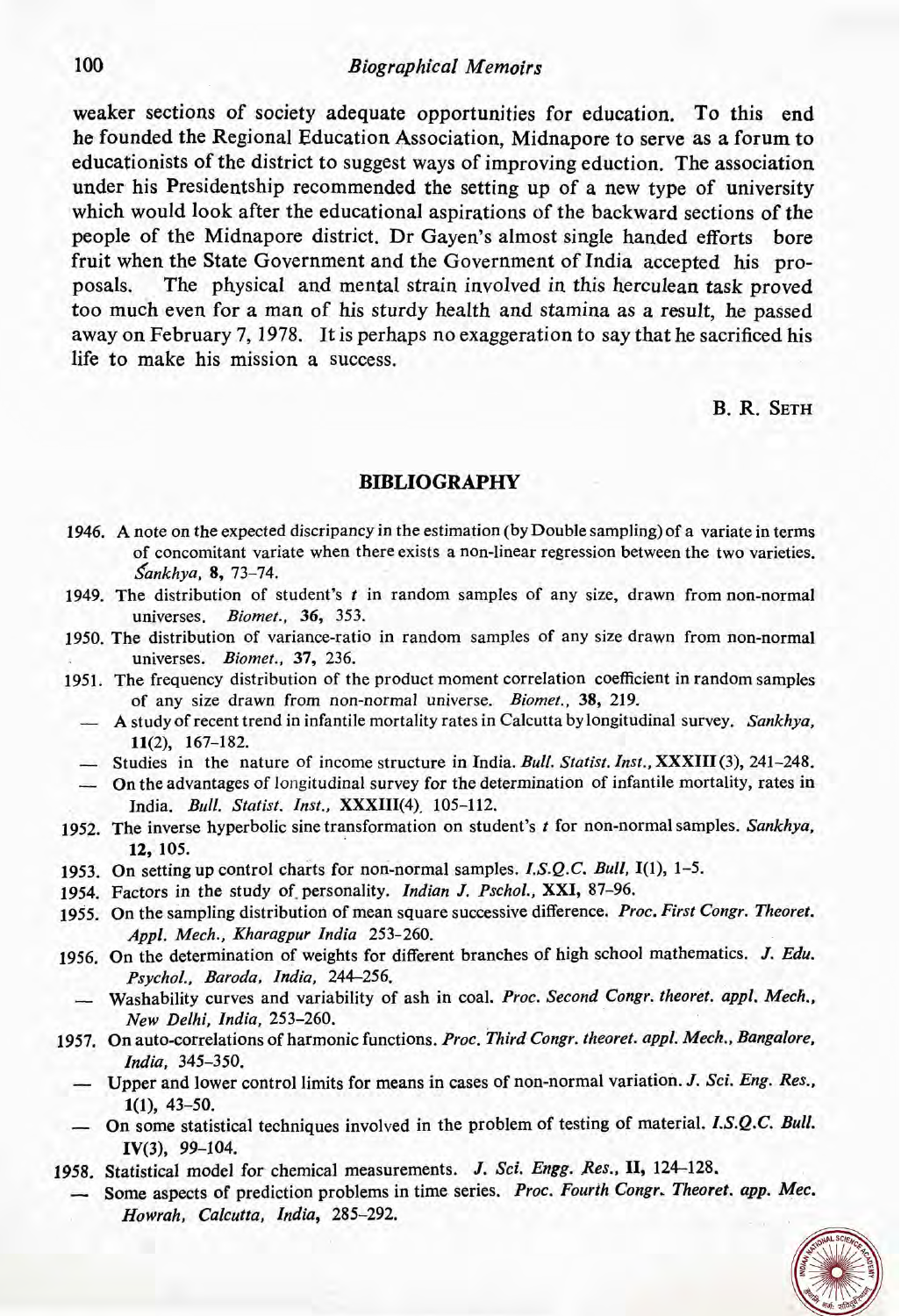weaker sections of society adequate opportunities for education. To this end he founded the Regional Education Association, Midnapore to serve as a forum to educationists of the district to suggest ways of improving eduction. The association under his Presidentship recommended the setting up of a new type of university which would look after the educational aspirations of the backward sections of the people of the Midnapore district. Dr Gayen's almost single handed efforts bore fruit when the State Government and the Government of India accepted his proposals. The physical and mental strain involved in this herculean task proved too much even for a man of his sturdy health and stamina as a result, he passed away on February 7, 1978. It is perhaps no exaggeration to say that he sacrificed his life to make his mission a success.

B. R. SETH

## BIBLIOGRAPHY

1946. A note on the expected discripancy in the estimation (by Double sampling) of a variate in terms of concomitant variate when there exists a non-linear regression between the two varieties. *Śankhya*, **8**, 73–74.

1949. The distribution of student's *t* in random samples of any size, drawn from non-normal universes. *Biomet.*, **36**, 353.

1950. The distribution of variance-ratio in random samples of any size drawn from non-normal universes. *Biomet.*, **37**, 236.

1951. The frequency distribution of the product moment correlation coefficient in random samples of any size drawn from non-normal universe. *Biomet.*, **38**, 219.

— A study of recent trend in infantile mortality rates in Calcutta by longitudinal survey. *Sankhya*, **11**(2), 167–182.

— Studies in the nature of income structure in India. *Bull. Statist. Inst.*, **XXXIII** (3), 241–248.

— On the advantages of longitudinal survey for the determination of infantile mortality, rates in India. *Bull. Statist. Inst.*, **XXXIII**(4), 105–112.

1952. The inverse hyperbolic sine transformation on student's *t* for non-normal samples. *Sankhya*, **12**, 105.

1953. On setting up control charts for non-normal samples. *I.S.Q.C. Bull*, **I**(1), 1–5.

1954. Factors in the study of personality. *Indian J. Pschol.*, **XXI**, 87–96.

1955. On the sampling distribution of mean square successive difference. *Proc. First Congr. Theoret. Appl. Mech., Kharagpur India* 253–260.

1956. On the determination of weights for different branches of high school mathematics. *J. Edu. Psychol., Baroda, India*, 244–256.

— Washability curves and variability of ash in coal. *Proc. Second Congr. theoret. appl. Mech., New Delhi, India*, 253–260.

1957. On auto-correlations of harmonic functions. *Proc. Third Congr. theoret. appl. Mech., Bangalore, India*, 345–350.

— Upper and lower control limits for means in cases of non-normal variation. *J. Sci. Eng. Res.*, **1**(1), 43–50.

— On some statistical techniques involved in the problem of testing of material. *I.S.Q.C. Bull.* **IV**(3), 99–104.

1958. Statistical model for chemical measurements. *J. Sci. Engg. Res.*, **II**, 124–128.

— Some aspects of prediction problems in time series. *Proc. Fourth Congr. Theoret. app. Mec. Howrah, Calcutta, India*, 285–292.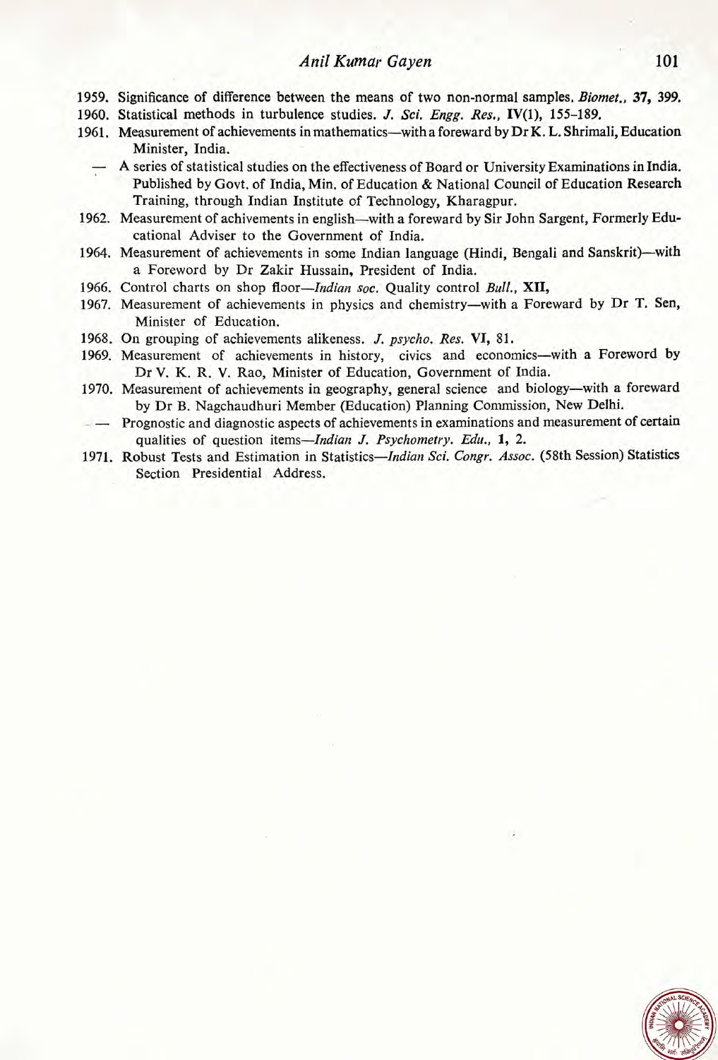1959. Significance of difference between the means of two non-normal samples. *Biomet.*, **37**, 399.

1960. Statistical methods in turbulence studies. *J. Sci. Engg. Res.*, **IV**(1), 155–189.

1961. Measurement of achievements in mathematics—with a foreward by Dr K. L. Shrimali, Education Minister, India.

— A series of statistical studies on the effectiveness of Board or University Examinations in India. Published by Govt. of India, Min. of Education & National Council of Education Research Training, through Indian Institute of Technology, Kharagpur.

1962. Measurement of achivements in english—with a foreward by Sir John Sargent, Formerly Educational Adviser to the Government of India.

1964. Measurement of achievements in some Indian language (Hindi, Bengali and Sanskrit)—with a Foreword by Dr Zakir Hussain, President of India.

1966. Control charts on shop floor—*Indian soc.* Quality control *Bull.*, **XII**,

1967. Measurement of achievements in physics and chemistry—with a Foreward by Dr T. Sen, Minister of Education.

1968. On grouping of achievements alikeness. *J. psycho. Res.* **VI**, 81.

1969. Measurement of achievements in history, civics and economics—with a Foreword by Dr V. K. R. V. Rao, Minister of Education, Government of India.

1970. Measurement of achievements in geography, general science and biology—with a foreward by Dr B. Nagchaudhuri Member (Education) Planning Commission, New Delhi.

— Prognostic and diagnostic aspects of achievements in examinations and measurement of certain qualities of question items—*Indian J. Psychometry. Edu.*, **1**, 2.

1971. Robust Tests and Estimation in Statistics—*Indian Sci. Congr. Assoc.* (58th Session) Statistics Section Presidential Address.